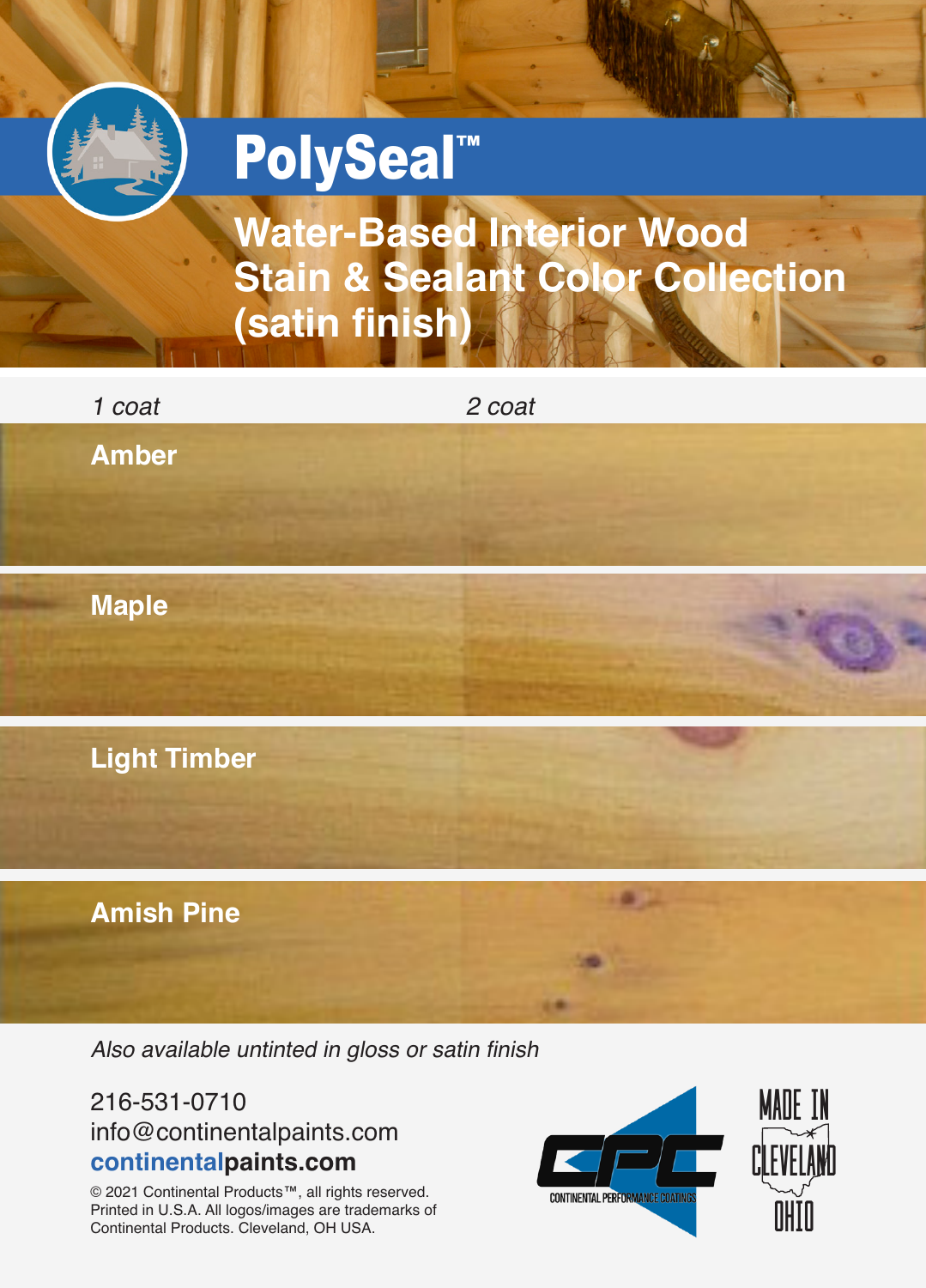# PolySeal™

## Water-Based Interior Wood Stain & Sealant Color Collection (satin finish)

*1 coat* | *2 coat*

**Amber**

**Maple**

**Light Timber**

**Amish Pine**

*Also available untinted in gloss or satin finish*

216-531-0710
info@continentalpaints.com
**continentalpaints.com**

© 2021 Continental Products™, all rights reserved. Printed in U.S.A. All logos/images are trademarks of Continental Products. Cleveland, OH USA.

CONTINENTAL PERFORMANCE COATINGS

MADE IN CLEVELAND OHIO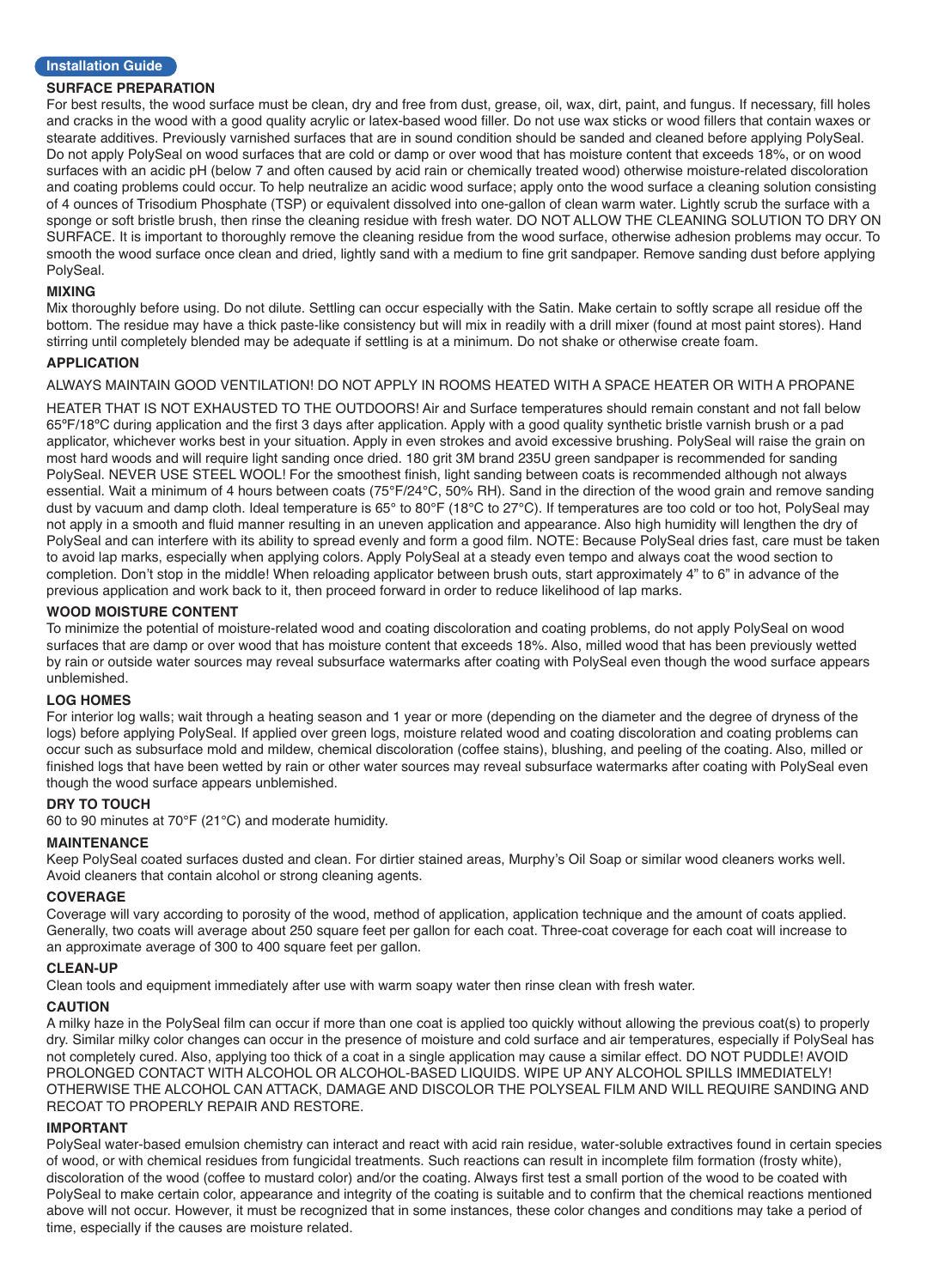**Installation Guide**

## SURFACE PREPARATION

For best results, the wood surface must be clean, dry and free from dust, grease, oil, wax, dirt, paint, and fungus. If necessary, fill holes and cracks in the wood with a good quality acrylic or latex-based wood filler. Do not use wax sticks or wood fillers that contain waxes or stearate additives. Previously varnished surfaces that are in sound condition should be sanded and cleaned before applying PolySeal. Do not apply PolySeal on wood surfaces that are cold or damp or over wood that has moisture content that exceeds 18%, or on wood surfaces with an acidic pH (below 7 and often caused by acid rain or chemically treated wood) otherwise moisture-related discoloration and coating problems could occur. To help neutralize an acidic wood surface; apply onto the wood surface a cleaning solution consisting of 4 ounces of Trisodium Phosphate (TSP) or equivalent dissolved into one-gallon of clean warm water. Lightly scrub the surface with a sponge or soft bristle brush, then rinse the cleaning residue with fresh water. DO NOT ALLOW THE CLEANING SOLUTION TO DRY ON SURFACE. It is important to thoroughly remove the cleaning residue from the wood surface, otherwise adhesion problems may occur. To smooth the wood surface once clean and dried, lightly sand with a medium to fine grit sandpaper. Remove sanding dust before applying PolySeal.

## MIXING

Mix thoroughly before using. Do not dilute. Settling can occur especially with the Satin. Make certain to softly scrape all residue off the bottom. The residue may have a thick paste-like consistency but will mix in readily with a drill mixer (found at most paint stores). Hand stirring until completely blended may be adequate if settling is at a minimum. Do not shake or otherwise create foam.

## APPLICATION

ALWAYS MAINTAIN GOOD VENTILATION! DO NOT APPLY IN ROOMS HEATED WITH A SPACE HEATER OR WITH A PROPANE HEATER THAT IS NOT EXHAUSTED TO THE OUTDOORS! Air and Surface temperatures should remain constant and not fall below 65ºF/18ºC during application and the first 3 days after application. Apply with a good quality synthetic bristle varnish brush or a pad applicator, whichever works best in your situation. Apply in even strokes and avoid excessive brushing. PolySeal will raise the grain on most hard woods and will require light sanding once dried. 180 grit 3M brand 235U green sandpaper is recommended for sanding PolySeal. NEVER USE STEEL WOOL! For the smoothest finish, light sanding between coats is recommended although not always essential. Wait a minimum of 4 hours between coats (75°F/24°C, 50% RH). Sand in the direction of the wood grain and remove sanding dust by vacuum and damp cloth. Ideal temperature is 65° to 80°F (18°C to 27°C). If temperatures are too cold or too hot, PolySeal may not apply in a smooth and fluid manner resulting in an uneven application and appearance. Also high humidity will lengthen the dry of PolySeal and can interfere with its ability to spread evenly and form a good film. NOTE: Because PolySeal dries fast, care must be taken to avoid lap marks, especially when applying colors. Apply PolySeal at a steady even tempo and always coat the wood section to completion. Don't stop in the middle! When reloading applicator between brush outs, start approximately 4" to 6" in advance of the previous application and work back to it, then proceed forward in order to reduce likelihood of lap marks.

## WOOD MOISTURE CONTENT

To minimize the potential of moisture-related wood and coating discoloration and coating problems, do not apply PolySeal on wood surfaces that are damp or over wood that has moisture content that exceeds 18%. Also, milled wood that has been previously wetted by rain or outside water sources may reveal subsurface watermarks after coating with PolySeal even though the wood surface appears unblemished.

## LOG HOMES

For interior log walls; wait through a heating season and 1 year or more (depending on the diameter and the degree of dryness of the logs) before applying PolySeal. If applied over green logs, moisture related wood and coating discoloration and coating problems can occur such as subsurface mold and mildew, chemical discoloration (coffee stains), blushing, and peeling of the coating. Also, milled or finished logs that have been wetted by rain or other water sources may reveal subsurface watermarks after coating with PolySeal even though the wood surface appears unblemished.

## DRY TO TOUCH

60 to 90 minutes at 70°F (21°C) and moderate humidity.

## MAINTENANCE

Keep PolySeal coated surfaces dusted and clean. For dirtier stained areas, Murphy's Oil Soap or similar wood cleaners works well. Avoid cleaners that contain alcohol or strong cleaning agents.

## COVERAGE

Coverage will vary according to porosity of the wood, method of application, application technique and the amount of coats applied. Generally, two coats will average about 250 square feet per gallon for each coat. Three-coat coverage for each coat will increase to an approximate average of 300 to 400 square feet per gallon.

## CLEAN-UP

Clean tools and equipment immediately after use with warm soapy water then rinse clean with fresh water.

## CAUTION

A milky haze in the PolySeal film can occur if more than one coat is applied too quickly without allowing the previous coat(s) to properly dry. Similar milky color changes can occur in the presence of moisture and cold surface and air temperatures, especially if PolySeal has not completely cured. Also, applying too thick of a coat in a single application may cause a similar effect. DO NOT PUDDLE! AVOID PROLONGED CONTACT WITH ALCOHOL OR ALCOHOL-BASED LIQUIDS. WIPE UP ANY ALCOHOL SPILLS IMMEDIATELY! OTHERWISE THE ALCOHOL CAN ATTACK, DAMAGE AND DISCOLOR THE POLYSEAL FILM AND WILL REQUIRE SANDING AND RECOAT TO PROPERLY REPAIR AND RESTORE.

## IMPORTANT

PolySeal water-based emulsion chemistry can interact and react with acid rain residue, water-soluble extractives found in certain species of wood, or with chemical residues from fungicidal treatments. Such reactions can result in incomplete film formation (frosty white), discoloration of the wood (coffee to mustard color) and/or the coating. Always first test a small portion of the wood to be coated with PolySeal to make certain color, appearance and integrity of the coating is suitable and to confirm that the chemical reactions mentioned above will not occur. However, it must be recognized that in some instances, these color changes and conditions may take a period of time, especially if the causes are moisture related.